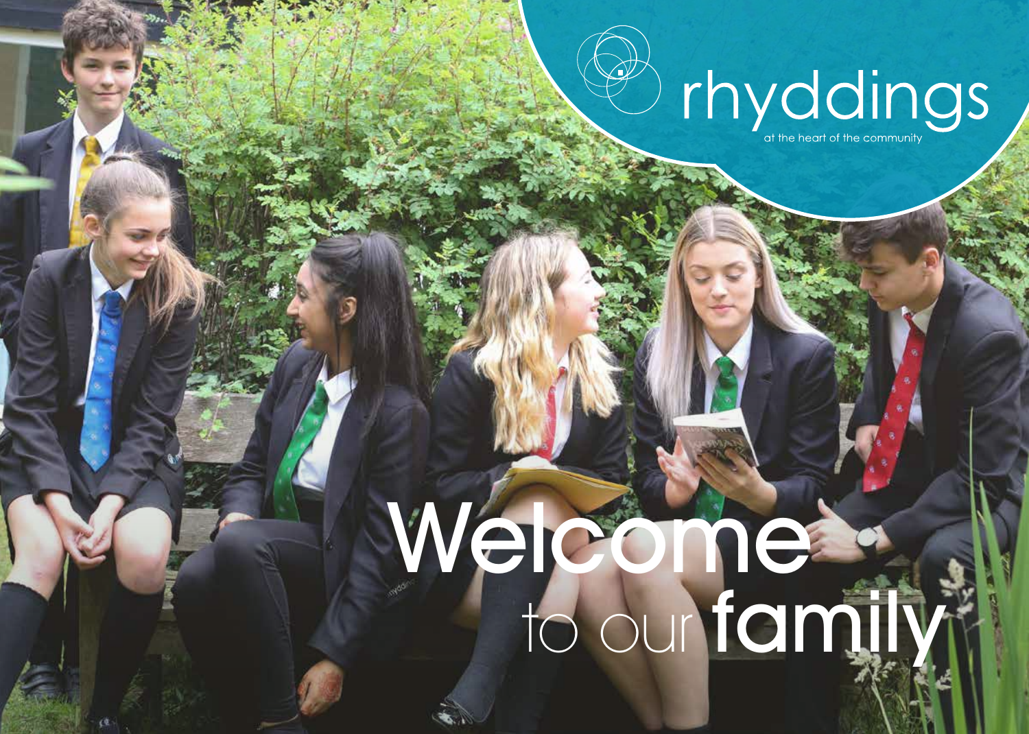rhyddings

at the heart of the community

# Welcome to our family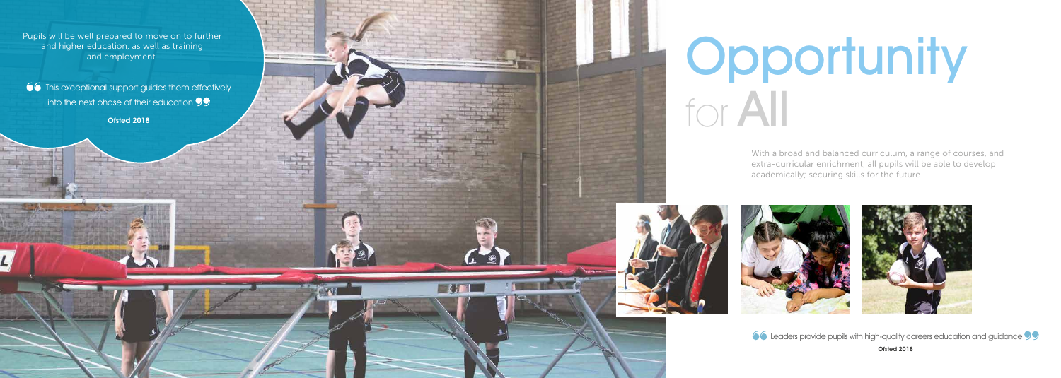Pupils will be well prepared to move on to further and higher education, as well as training and employment.

> "This exceptional support guides them effectively into the next phase of their education"
>
> **Ofsted 2018**

# Opportunity for All

With a broad and balanced curriculum, a range of courses, and extra-curricular enrichment, all pupils will be able to develop academically; securing skills for the future.

> "Leaders provide pupils with high-quality careers education and guidance"
>
> **Ofsted 2018**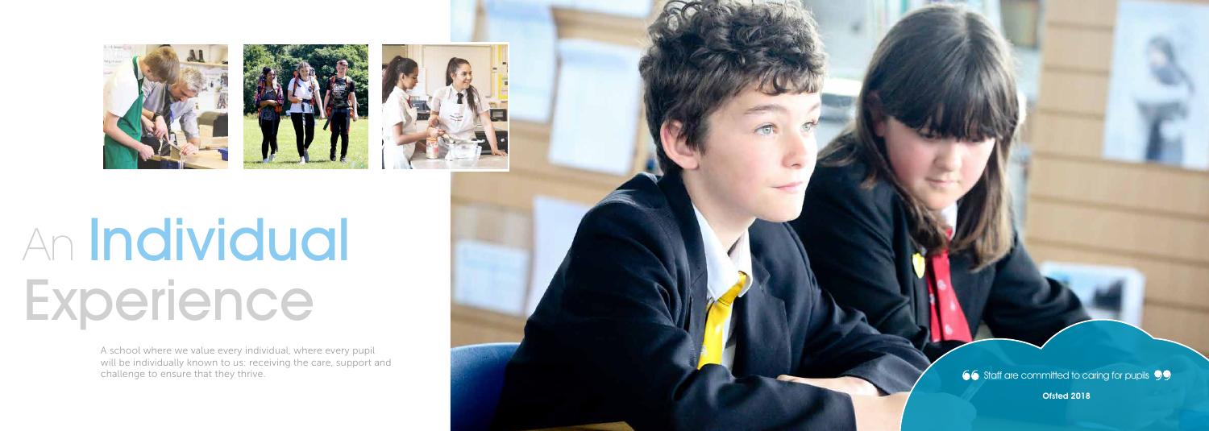# An Individual Experience

A school where we value every individual, where every pupil will be individually known to us: receiving the care, support and challenge to ensure that they thrive.

" Staff are committed to caring for pupils "

**Ofsted 2018**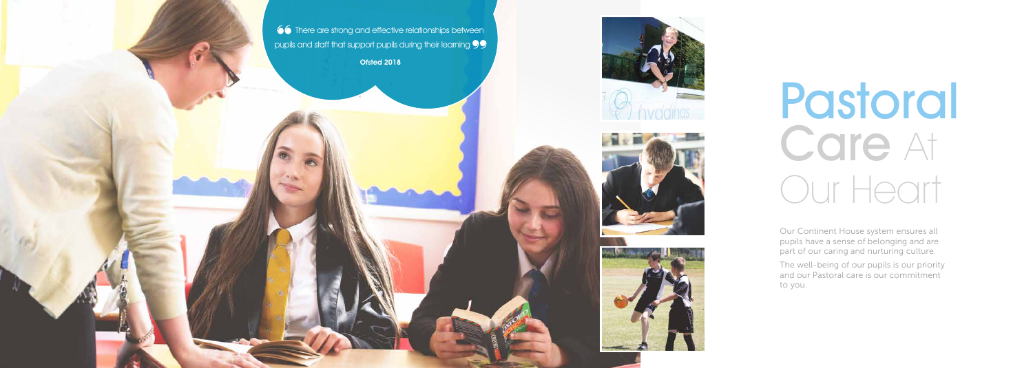> "There are strong and effective relationships between pupils and staff that support pupils during their learning"
>
> **Ofsted 2018**

# Pastoral Care At Our Heart

Our Continent House system ensures all pupils have a sense of belonging and are part of our caring and nurturing culture.

The well-being of our pupils is our priority and our Pastoral care is our commitment to you.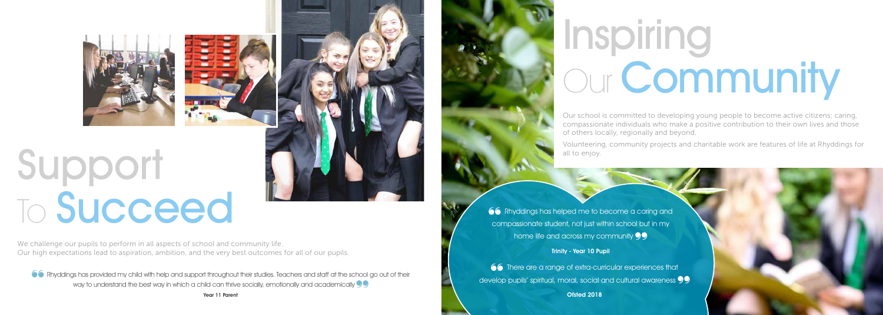# Support To Succeed

We challenge our pupils to perform in all aspects of school and community life.
Our high expectations lead to aspiration, ambition, and the very best outcomes for all of our pupils.

> "Rhyddings has provided my child with help and support throughout their studies. Teachers and staff at the school go out of their way to understand the best way in which a child can thrive socially, emotionally and academically"
>
> **Year 11 Parent**

# Inspiring Our Community

Our school is committed to developing young people to become active citizens; caring, compassionate individuals who make a positive contribution to their own lives and those of others locally, regionally and beyond.

Volunteering, community projects and charitable work are features of life at Rhyddings for all to enjoy.

> "Rhyddings has helped me to become a caring and compassionate student, not just within school but in my home life and across my community"
>
> **Trinity - Year 10 Pupil**

> "There are a range of extra-curricular experiences that develop pupils' spiritual, moral, social and cultural awareness"
>
> **Ofsted 2018**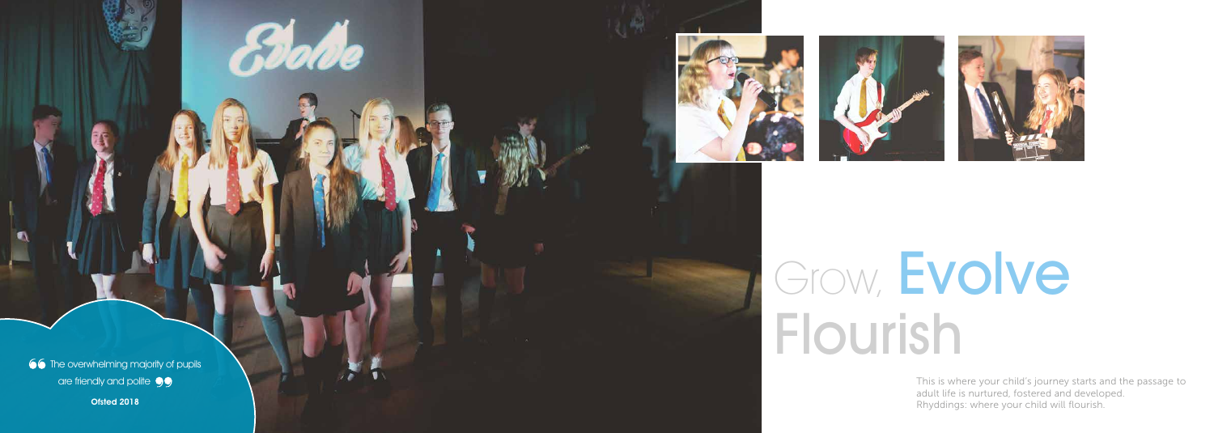> The overwhelming majority of pupils are friendly and polite
>
> **Ofsted 2018**

# Grow, Evolve Flourish

This is where your child's journey starts and the passage to adult life is nurtured, fostered and developed. Rhyddings: where your child will flourish.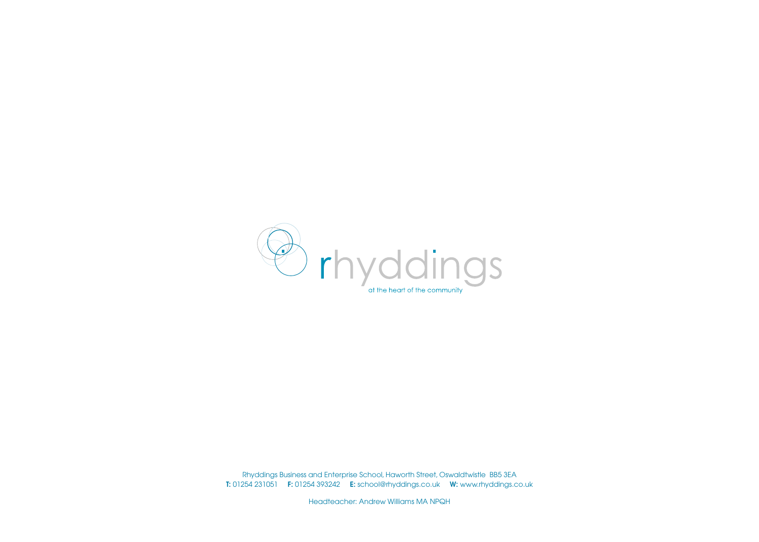rhyddings

at the heart of the community

Rhyddings Business and Enterprise School, Haworth Street, Oswaldtwistle BB5 3EA

**T:** 01254 231051 **F:** 01254 393242 **E:** school@rhyddings.co.uk **W:** www.rhyddings.co.uk

Headteacher: Andrew Williams MA NPQH